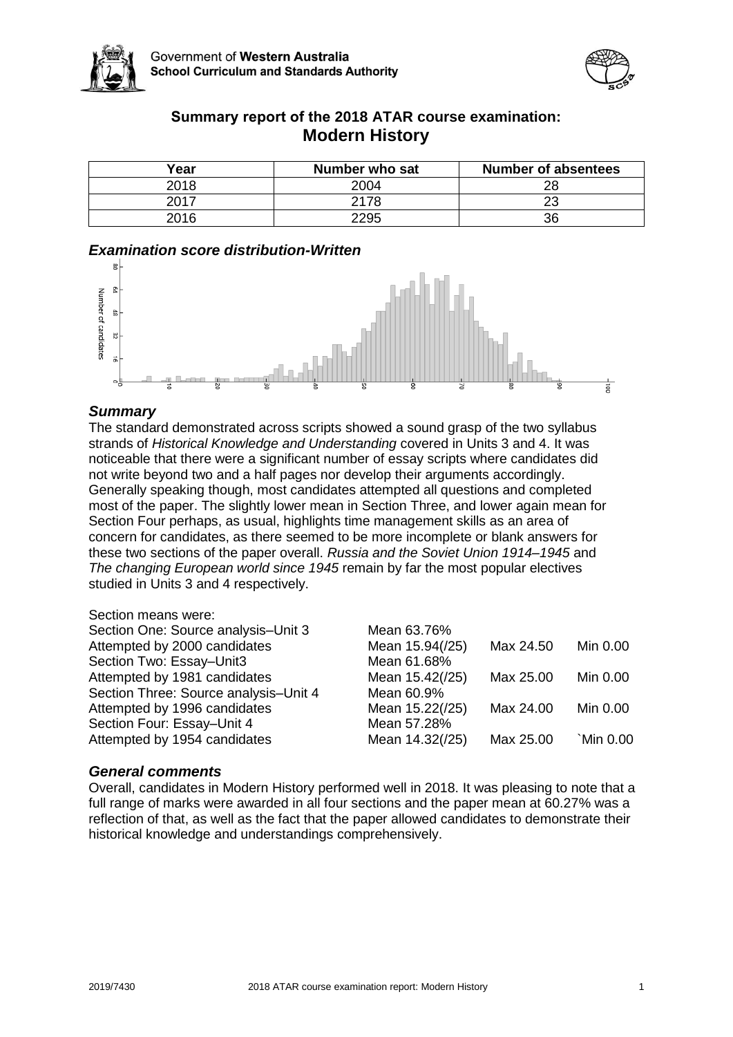Government of **Western Australia**
**School Curriculum and Standards Authority**

## Summary report of the 2018 ATAR course examination: Modern History

| Year | Number who sat | Number of absentees |
|---|---|---|
| 2018 | 2004 | 28 |
| 2017 | 2178 | 23 |
| 2016 | 2295 | 36 |

### *Examination score distribution-Written*

### *Summary*

The standard demonstrated across scripts showed a sound grasp of the two syllabus strands of *Historical Knowledge and Understanding* covered in Units 3 and 4. It was noticeable that there were a significant number of essay scripts where candidates did not write beyond two and a half pages nor develop their arguments accordingly. Generally speaking though, most candidates attempted all questions and completed most of the paper. The slightly lower mean in Section Three, and lower again mean for Section Four perhaps, as usual, highlights time management skills as an area of concern for candidates, as there seemed to be more incomplete or blank answers for these two sections of the paper overall. *Russia and the Soviet Union 1914–1945* and *The changing European world since 1945* remain by far the most popular electives studied in Units 3 and 4 respectively.

Section means were:

| | | | |
|---|---|---|---|
| Section One: Source analysis–Unit 3 | Mean 63.76% | | |
| Attempted by 2000 candidates | Mean 15.94(/25) | Max 24.50 | Min 0.00 |
| Section Two: Essay–Unit3 | Mean 61.68% | | |
| Attempted by 1981 candidates | Mean 15.42(/25) | Max 25.00 | Min 0.00 |
| Section Three: Source analysis–Unit 4 | Mean 60.9% | | |
| Attempted by 1996 candidates | Mean 15.22(/25) | Max 24.00 | Min 0.00 |
| Section Four: Essay–Unit 4 | Mean 57.28% | | |
| Attempted by 1954 candidates | Mean 14.32(/25) | Max 25.00 | `Min 0.00 |

### *General comments*

Overall, candidates in Modern History performed well in 2018. It was pleasing to note that a full range of marks were awarded in all four sections and the paper mean at 60.27% was a reflection of that, as well as the fact that the paper allowed candidates to demonstrate their historical knowledge and understandings comprehensively.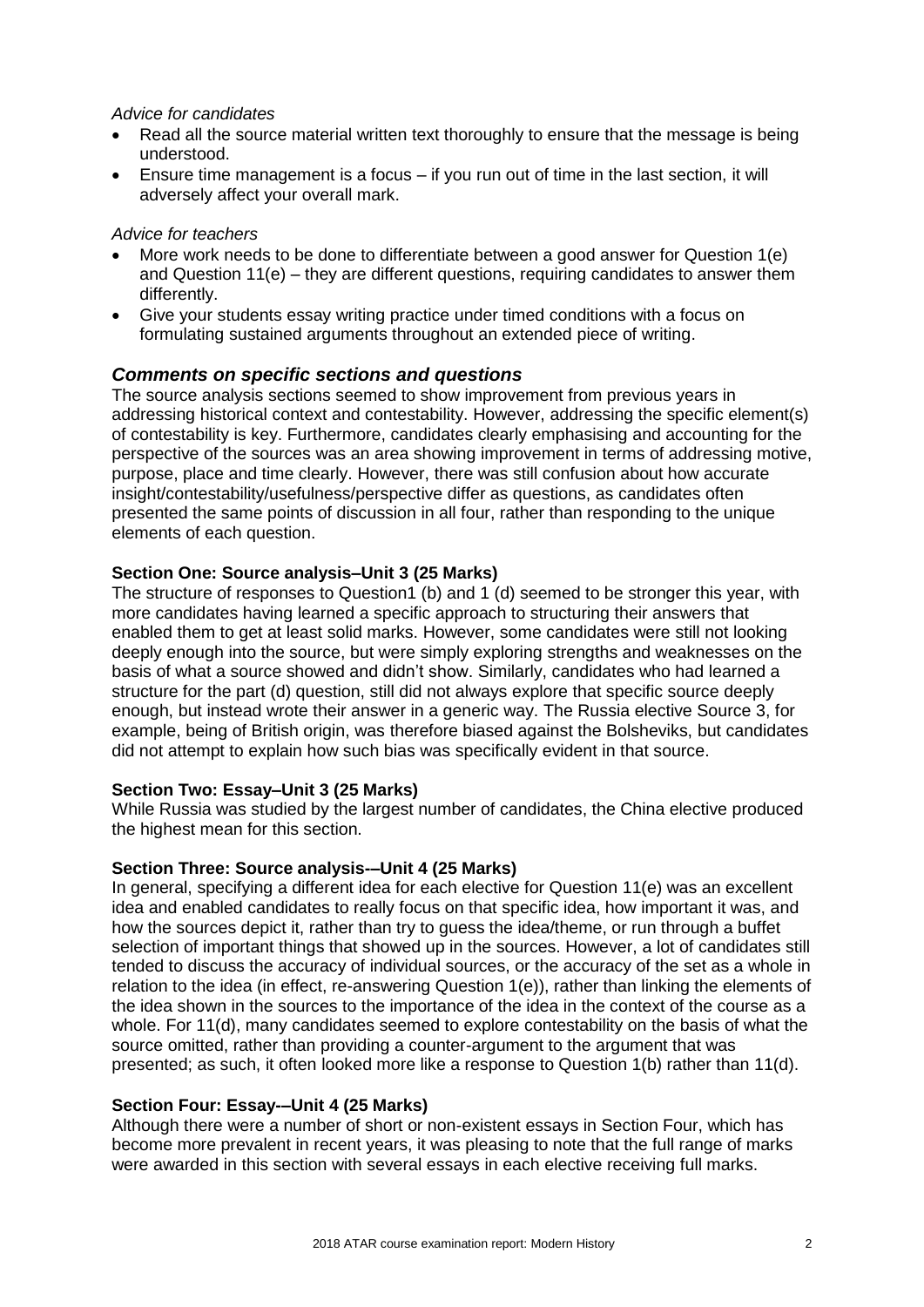*Advice for candidates*

- Read all the source material written text thoroughly to ensure that the message is being understood.
- Ensure time management is a focus – if you run out of time in the last section, it will adversely affect your overall mark.

*Advice for teachers*

- More work needs to be done to differentiate between a good answer for Question 1(e) and Question 11(e) – they are different questions, requiring candidates to answer them differently.
- Give your students essay writing practice under timed conditions with a focus on formulating sustained arguments throughout an extended piece of writing.

## *Comments on specific sections and questions*

The source analysis sections seemed to show improvement from previous years in addressing historical context and contestability. However, addressing the specific element(s) of contestability is key. Furthermore, candidates clearly emphasising and accounting for the perspective of the sources was an area showing improvement in terms of addressing motive, purpose, place and time clearly. However, there was still confusion about how accurate insight/contestability/usefulness/perspective differ as questions, as candidates often presented the same points of discussion in all four, rather than responding to the unique elements of each question.

**Section One: Source analysis–Unit 3 (25 Marks)**

The structure of responses to Question1 (b) and 1 (d) seemed to be stronger this year, with more candidates having learned a specific approach to structuring their answers that enabled them to get at least solid marks. However, some candidates were still not looking deeply enough into the source, but were simply exploring strengths and weaknesses on the basis of what a source showed and didn't show. Similarly, candidates who had learned a structure for the part (d) question, still did not always explore that specific source deeply enough, but instead wrote their answer in a generic way. The Russia elective Source 3, for example, being of British origin, was therefore biased against the Bolsheviks, but candidates did not attempt to explain how such bias was specifically evident in that source.

**Section Two: Essay–Unit 3 (25 Marks)**

While Russia was studied by the largest number of candidates, the China elective produced the highest mean for this section.

**Section Three: Source analysis-–Unit 4 (25 Marks)**

In general, specifying a different idea for each elective for Question 11(e) was an excellent idea and enabled candidates to really focus on that specific idea, how important it was, and how the sources depict it, rather than try to guess the idea/theme, or run through a buffet selection of important things that showed up in the sources. However, a lot of candidates still tended to discuss the accuracy of individual sources, or the accuracy of the set as a whole in relation to the idea (in effect, re-answering Question 1(e)), rather than linking the elements of the idea shown in the sources to the importance of the idea in the context of the course as a whole. For 11(d), many candidates seemed to explore contestability on the basis of what the source omitted, rather than providing a counter-argument to the argument that was presented; as such, it often looked more like a response to Question 1(b) rather than 11(d).

**Section Four: Essay-–Unit 4 (25 Marks)**

Although there were a number of short or non-existent essays in Section Four, which has become more prevalent in recent years, it was pleasing to note that the full range of marks were awarded in this section with several essays in each elective receiving full marks.